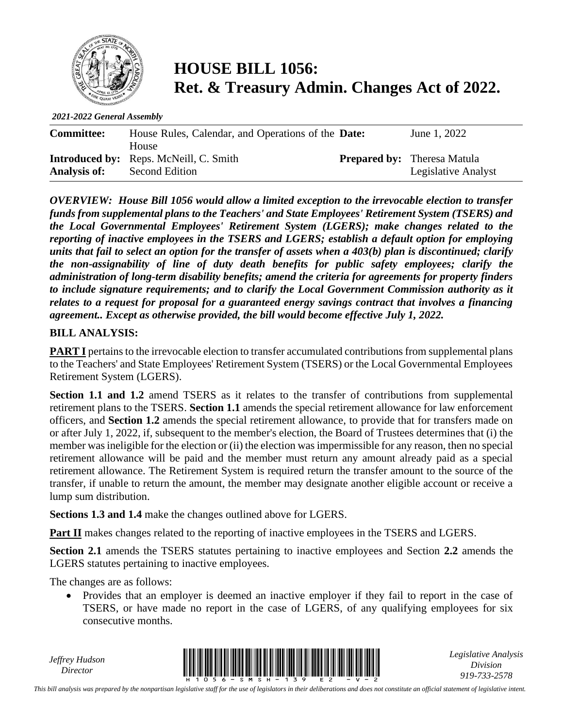# HOUSE BILL 1056: Ret. & Treasury Admin. Changes Act of 2022.

*2021-2022 General Assembly*

| | | | |
|---|---|---|---|
| **Committee:** | House Rules, Calendar, and Operations of the House | **Date:** | June 1, 2022 |
| **Introduced by:** | Reps. McNeill, C. Smith | **Prepared by:** | Theresa Matula |
| **Analysis of:** | Second Edition | | Legislative Analyst |

***OVERVIEW: House Bill 1056 would allow a limited exception to the irrevocable election to transfer funds from supplemental plans to the Teachers' and State Employees' Retirement System (TSERS) and the Local Governmental Employees' Retirement System (LGERS); make changes related to the reporting of inactive employees in the TSERS and LGERS; establish a default option for employing units that fail to select an option for the transfer of assets when a 403(b) plan is discontinued; clarify the non-assignability of line of duty death benefits for public safety employees; clarify the administration of long-term disability benefits; amend the criteria for agreements for property finders to include signature requirements; and to clarify the Local Government Commission authority as it relates to a request for proposal for a guaranteed energy savings contract that involves a financing agreement.. Except as otherwise provided, the bill would become effective July 1, 2022.***

**BILL ANALYSIS:**

**PART I** pertains to the irrevocable election to transfer accumulated contributions from supplemental plans to the Teachers' and State Employees' Retirement System (TSERS) or the Local Governmental Employees Retirement System (LGERS).

**Section 1.1 and 1.2** amend TSERS as it relates to the transfer of contributions from supplemental retirement plans to the TSERS. **Section 1.1** amends the special retirement allowance for law enforcement officers, and **Section 1.2** amends the special retirement allowance, to provide that for transfers made on or after July 1, 2022, if, subsequent to the member's election, the Board of Trustees determines that (i) the member was ineligible for the election or (ii) the election was impermissible for any reason, then no special retirement allowance will be paid and the member must return any amount already paid as a special retirement allowance. The Retirement System is required return the transfer amount to the source of the transfer, if unable to return the amount, the member may designate another eligible account or receive a lump sum distribution.

**Sections 1.3 and 1.4** make the changes outlined above for LGERS.

**Part II** makes changes related to the reporting of inactive employees in the TSERS and LGERS.

**Section 2.1** amends the TSERS statutes pertaining to inactive employees and Section **2.2** amends the LGERS statutes pertaining to inactive employees.

The changes are as follows:

- Provides that an employer is deemed an inactive employer if they fail to report in the case of TSERS, or have made no report in the case of LGERS, of any qualifying employees for six consecutive months.

*Jeffrey Hudson*
*Director*

*Legislative Analysis Division*
*919-733-2578*

*This bill analysis was prepared by the nonpartisan legislative staff for the use of legislators in their deliberations and does not constitute an official statement of legislative intent.*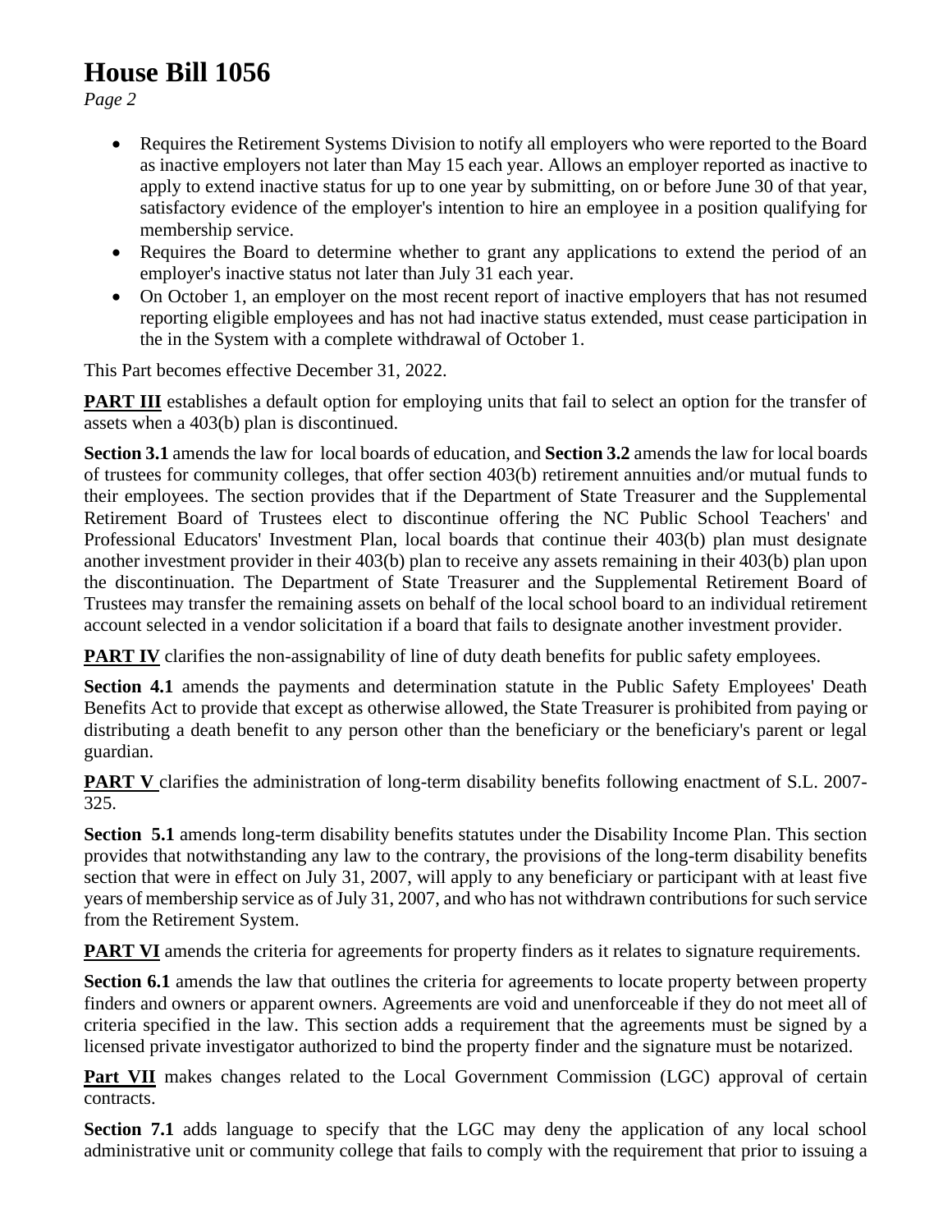- Requires the Retirement Systems Division to notify all employers who were reported to the Board as inactive employers not later than May 15 each year. Allows an employer reported as inactive to apply to extend inactive status for up to one year by submitting, on or before June 30 of that year, satisfactory evidence of the employer's intention to hire an employee in a position qualifying for membership service.
- Requires the Board to determine whether to grant any applications to extend the period of an employer's inactive status not later than July 31 each year.
- On October 1, an employer on the most recent report of inactive employers that has not resumed reporting eligible employees and has not had inactive status extended, must cease participation in the in the System with a complete withdrawal of October 1.

This Part becomes effective December 31, 2022.

**PART III** establishes a default option for employing units that fail to select an option for the transfer of assets when a 403(b) plan is discontinued.

**Section 3.1** amends the law for local boards of education, and **Section 3.2** amends the law for local boards of trustees for community colleges, that offer section 403(b) retirement annuities and/or mutual funds to their employees. The section provides that if the Department of State Treasurer and the Supplemental Retirement Board of Trustees elect to discontinue offering the NC Public School Teachers' and Professional Educators' Investment Plan, local boards that continue their 403(b) plan must designate another investment provider in their 403(b) plan to receive any assets remaining in their 403(b) plan upon the discontinuation. The Department of State Treasurer and the Supplemental Retirement Board of Trustees may transfer the remaining assets on behalf of the local school board to an individual retirement account selected in a vendor solicitation if a board that fails to designate another investment provider.

**PART IV** clarifies the non-assignability of line of duty death benefits for public safety employees.

**Section 4.1** amends the payments and determination statute in the Public Safety Employees' Death Benefits Act to provide that except as otherwise allowed, the State Treasurer is prohibited from paying or distributing a death benefit to any person other than the beneficiary or the beneficiary's parent or legal guardian.

**PART V** clarifies the administration of long-term disability benefits following enactment of S.L. 2007-325.

**Section 5.1** amends long-term disability benefits statutes under the Disability Income Plan. This section provides that notwithstanding any law to the contrary, the provisions of the long-term disability benefits section that were in effect on July 31, 2007, will apply to any beneficiary or participant with at least five years of membership service as of July 31, 2007, and who has not withdrawn contributions for such service from the Retirement System.

**PART VI** amends the criteria for agreements for property finders as it relates to signature requirements.

**Section 6.1** amends the law that outlines the criteria for agreements to locate property between property finders and owners or apparent owners. Agreements are void and unenforceable if they do not meet all of criteria specified in the law. This section adds a requirement that the agreements must be signed by a licensed private investigator authorized to bind the property finder and the signature must be notarized.

**Part VII** makes changes related to the Local Government Commission (LGC) approval of certain contracts.

**Section 7.1** adds language to specify that the LGC may deny the application of any local school administrative unit or community college that fails to comply with the requirement that prior to issuing a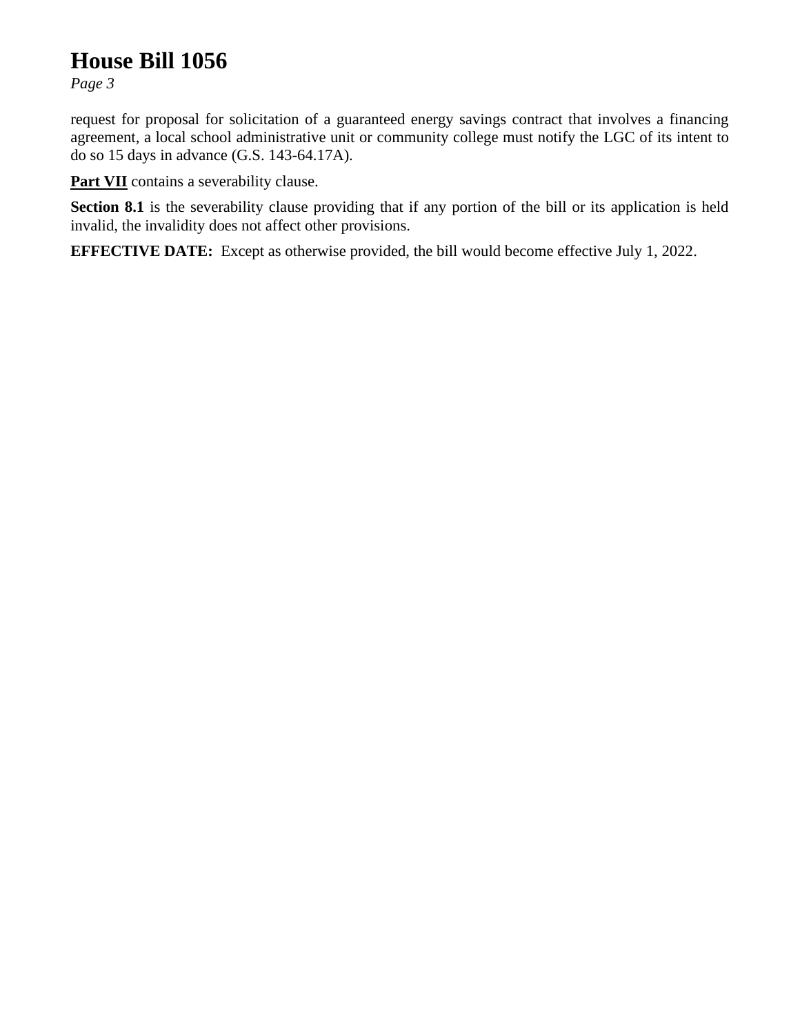request for proposal for solicitation of a guaranteed energy savings contract that involves a financing agreement, a local school administrative unit or community college must notify the LGC of its intent to do so 15 days in advance (G.S. 143-64.17A).

**Part VII** contains a severability clause.

**Section 8.1** is the severability clause providing that if any portion of the bill or its application is held invalid, the invalidity does not affect other provisions.

**EFFECTIVE DATE:** Except as otherwise provided, the bill would become effective July 1, 2022.